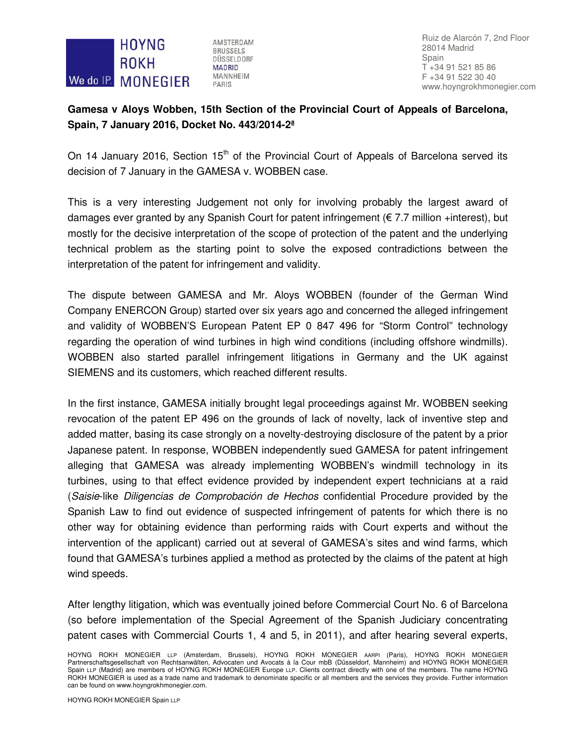HOYNG ROKH MONEGIER

We do IP.

AMSTERDAM
BRUSSELS
DÜSSELDORF
MADRID
MANNHEIM
PARIS

Ruiz de Alarcón 7, 2nd Floor
28014 Madrid
Spain
T +34 91 521 85 86
F +34 91 522 30 40
www.hoyngrokhmonegier.com

**Gamesa v Aloys Wobben, 15th Section of the Provincial Court of Appeals of Barcelona, Spain, 7 January 2016, Docket No. 443/2014-2ª**

On 14 January 2016, Section 15th of the Provincial Court of Appeals of Barcelona served its decision of 7 January in the GAMESA v. WOBBEN case.

This is a very interesting Judgement not only for involving probably the largest award of damages ever granted by any Spanish Court for patent infringement (€ 7.7 million +interest), but mostly for the decisive interpretation of the scope of protection of the patent and the underlying technical problem as the starting point to solve the exposed contradictions between the interpretation of the patent for infringement and validity.

The dispute between GAMESA and Mr. Aloys WOBBEN (founder of the German Wind Company ENERCON Group) started over six years ago and concerned the alleged infringement and validity of WOBBEN'S European Patent EP 0 847 496 for "Storm Control" technology regarding the operation of wind turbines in high wind conditions (including offshore windmills). WOBBEN also started parallel infringement litigations in Germany and the UK against SIEMENS and its customers, which reached different results.

In the first instance, GAMESA initially brought legal proceedings against Mr. WOBBEN seeking revocation of the patent EP 496 on the grounds of lack of novelty, lack of inventive step and added matter, basing its case strongly on a novelty-destroying disclosure of the patent by a prior Japanese patent. In response, WOBBEN independently sued GAMESA for patent infringement alleging that GAMESA was already implementing WOBBEN's windmill technology in its turbines, using to that effect evidence provided by independent expert technicians at a raid (*Saisie*-like *Diligencias de Comprobación de Hechos* confidential Procedure provided by the Spanish Law to find out evidence of suspected infringement of patents for which there is no other way for obtaining evidence than performing raids with Court experts and without the intervention of the applicant) carried out at several of GAMESA's sites and wind farms, which found that GAMESA's turbines applied a method as protected by the claims of the patent at high wind speeds.

After lengthy litigation, which was eventually joined before Commercial Court No. 6 of Barcelona (so before implementation of the Special Agreement of the Spanish Judiciary concentrating patent cases with Commercial Courts 1, 4 and 5, in 2011), and after hearing several experts,

HOYNG ROKH MONEGIER LLP (Amsterdam, Brussels), HOYNG ROKH MONEGIER AARPI (Paris), HOYNG ROKH MONEGIER Partnerschaftsgesellschaft von Rechtsanwälten, Advocaten und Avocats à la Cour mbB (Düsseldorf, Mannheim) and HOYNG ROKH MONEGIER Spain LLP (Madrid) are members of HOYNG ROKH MONEGIER Europe LLP. Clients contract directly with one of the members. The name HOYNG ROKH MONEGIER is used as a trade name and trademark to denominate specific or all members and the services they provide. Further information can be found on www.hoyngrokhmonegier.com.

HOYNG ROKH MONEGIER Spain LLP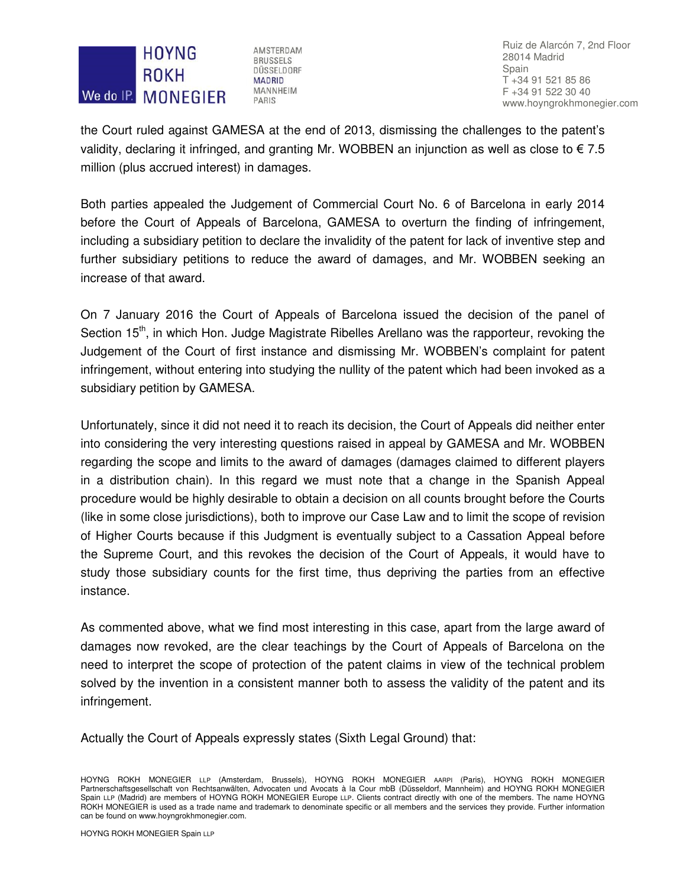the Court ruled against GAMESA at the end of 2013, dismissing the challenges to the patent's validity, declaring it infringed, and granting Mr. WOBBEN an injunction as well as close to € 7.5 million (plus accrued interest) in damages.

Both parties appealed the Judgement of Commercial Court No. 6 of Barcelona in early 2014 before the Court of Appeals of Barcelona, GAMESA to overturn the finding of infringement, including a subsidiary petition to declare the invalidity of the patent for lack of inventive step and further subsidiary petitions to reduce the award of damages, and Mr. WOBBEN seeking an increase of that award.

On 7 January 2016 the Court of Appeals of Barcelona issued the decision of the panel of Section 15th, in which Hon. Judge Magistrate Ribelles Arellano was the rapporteur, revoking the Judgement of the Court of first instance and dismissing Mr. WOBBEN's complaint for patent infringement, without entering into studying the nullity of the patent which had been invoked as a subsidiary petition by GAMESA.

Unfortunately, since it did not need it to reach its decision, the Court of Appeals did neither enter into considering the very interesting questions raised in appeal by GAMESA and Mr. WOBBEN regarding the scope and limits to the award of damages (damages claimed to different players in a distribution chain). In this regard we must note that a change in the Spanish Appeal procedure would be highly desirable to obtain a decision on all counts brought before the Courts (like in some close jurisdictions), both to improve our Case Law and to limit the scope of revision of Higher Courts because if this Judgment is eventually subject to a Cassation Appeal before the Supreme Court, and this revokes the decision of the Court of Appeals, it would have to study those subsidiary counts for the first time, thus depriving the parties from an effective instance.

As commented above, what we find most interesting in this case, apart from the large award of damages now revoked, are the clear teachings by the Court of Appeals of Barcelona on the need to interpret the scope of protection of the patent claims in view of the technical problem solved by the invention in a consistent manner both to assess the validity of the patent and its infringement.

Actually the Court of Appeals expressly states (Sixth Legal Ground) that: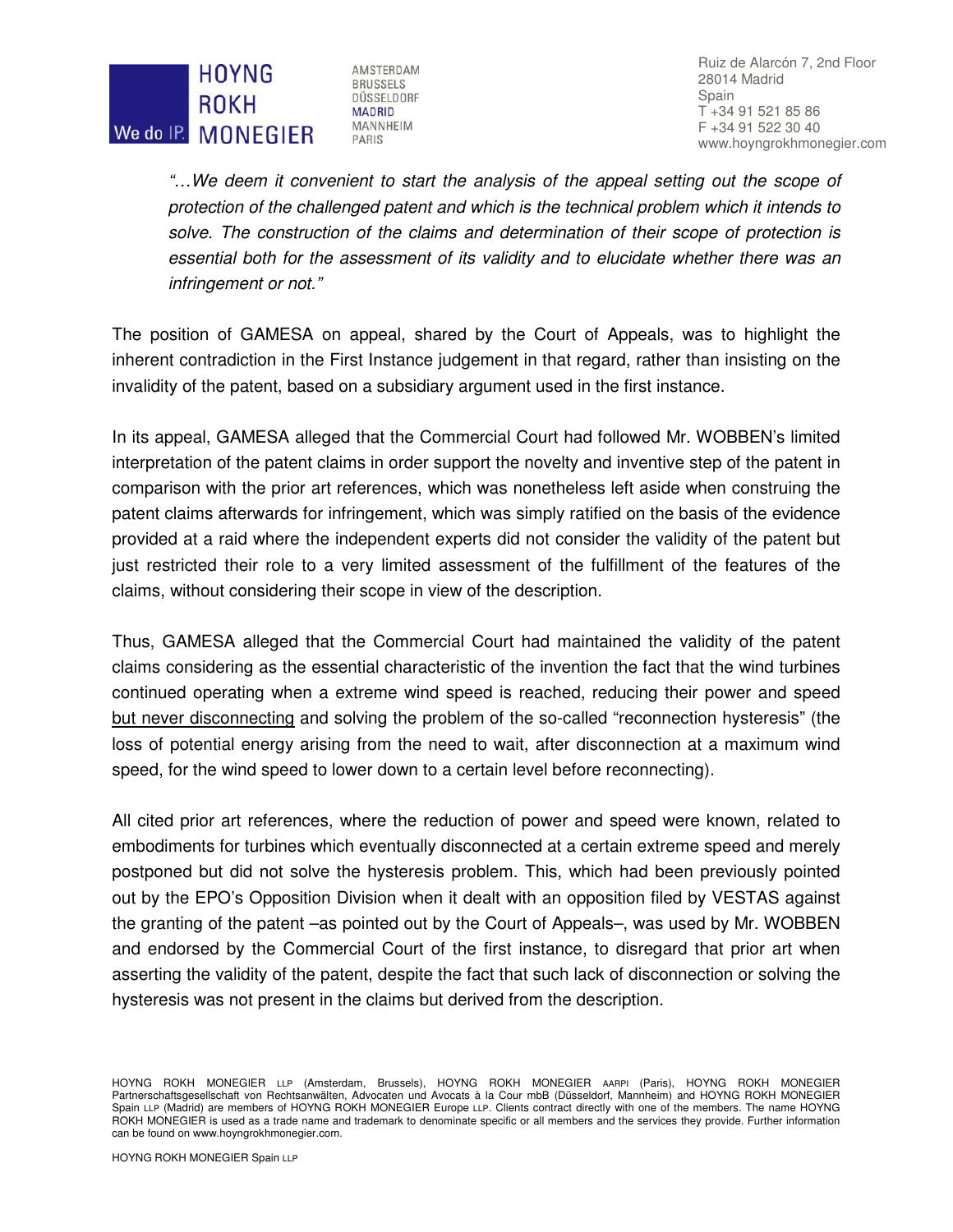*"…We deem it convenient to start the analysis of the appeal setting out the scope of protection of the challenged patent and which is the technical problem which it intends to solve. The construction of the claims and determination of their scope of protection is essential both for the assessment of its validity and to elucidate whether there was an infringement or not."*

The position of GAMESA on appeal, shared by the Court of Appeals, was to highlight the inherent contradiction in the First Instance judgement in that regard, rather than insisting on the invalidity of the patent, based on a subsidiary argument used in the first instance.

In its appeal, GAMESA alleged that the Commercial Court had followed Mr. WOBBEN's limited interpretation of the patent claims in order support the novelty and inventive step of the patent in comparison with the prior art references, which was nonetheless left aside when construing the patent claims afterwards for infringement, which was simply ratified on the basis of the evidence provided at a raid where the independent experts did not consider the validity of the patent but just restricted their role to a very limited assessment of the fulfillment of the features of the claims, without considering their scope in view of the description.

Thus, GAMESA alleged that the Commercial Court had maintained the validity of the patent claims considering as the essential characteristic of the invention the fact that the wind turbines continued operating when a extreme wind speed is reached, reducing their power and speed <u>but never disconnecting</u> and solving the problem of the so-called "reconnection hysteresis" (the loss of potential energy arising from the need to wait, after disconnection at a maximum wind speed, for the wind speed to lower down to a certain level before reconnecting).

All cited prior art references, where the reduction of power and speed were known, related to embodiments for turbines which eventually disconnected at a certain extreme speed and merely postponed but did not solve the hysteresis problem. This, which had been previously pointed out by the EPO's Opposition Division when it dealt with an opposition filed by VESTAS against the granting of the patent –as pointed out by the Court of Appeals–, was used by Mr. WOBBEN and endorsed by the Commercial Court of the first instance, to disregard that prior art when asserting the validity of the patent, despite the fact that such lack of disconnection or solving the hysteresis was not present in the claims but derived from the description.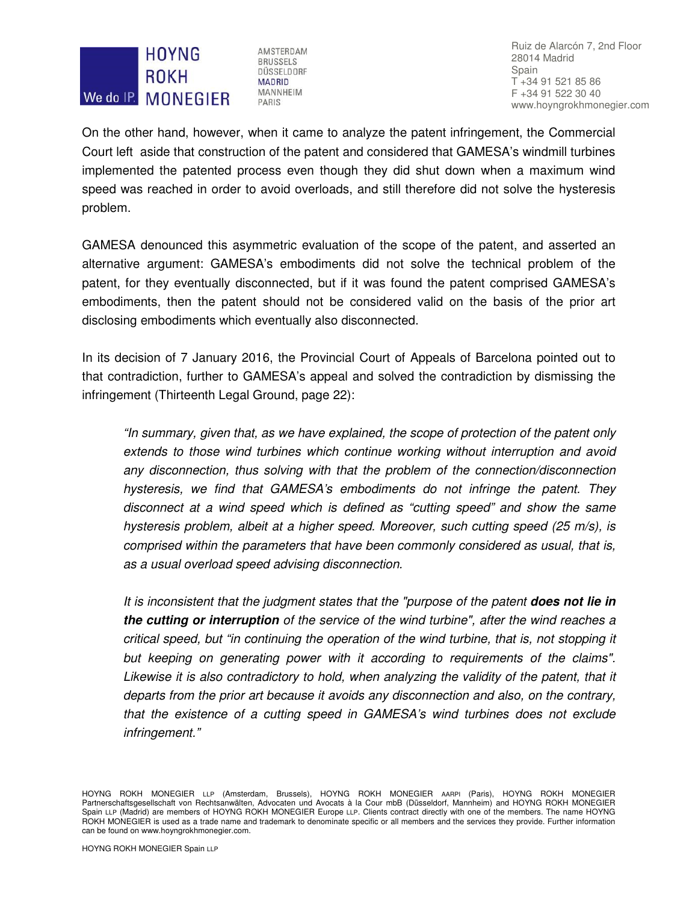On the other hand, however, when it came to analyze the patent infringement, the Commercial Court left aside that construction of the patent and considered that GAMESA's windmill turbines implemented the patented process even though they did shut down when a maximum wind speed was reached in order to avoid overloads, and still therefore did not solve the hysteresis problem.

GAMESA denounced this asymmetric evaluation of the scope of the patent, and asserted an alternative argument: GAMESA's embodiments did not solve the technical problem of the patent, for they eventually disconnected, but if it was found the patent comprised GAMESA's embodiments, then the patent should not be considered valid on the basis of the prior art disclosing embodiments which eventually also disconnected.

In its decision of 7 January 2016, the Provincial Court of Appeals of Barcelona pointed out to that contradiction, further to GAMESA's appeal and solved the contradiction by dismissing the infringement (Thirteenth Legal Ground, page 22):

> *"In summary, given that, as we have explained, the scope of protection of the patent only extends to those wind turbines which continue working without interruption and avoid any disconnection, thus solving with that the problem of the connection/disconnection hysteresis, we find that GAMESA's embodiments do not infringe the patent. They disconnect at a wind speed which is defined as "cutting speed" and show the same hysteresis problem, albeit at a higher speed. Moreover, such cutting speed (25 m/s), is comprised within the parameters that have been commonly considered as usual, that is, as a usual overload speed advising disconnection.*
>
> *It is inconsistent that the judgment states that the "purpose of the patent **does not lie in the cutting or interruption** of the service of the wind turbine", after the wind reaches a critical speed, but "in continuing the operation of the wind turbine, that is, not stopping it but keeping on generating power with it according to requirements of the claims". Likewise it is also contradictory to hold, when analyzing the validity of the patent, that it departs from the prior art because it avoids any disconnection and also, on the contrary, that the existence of a cutting speed in GAMESA's wind turbines does not exclude infringement."*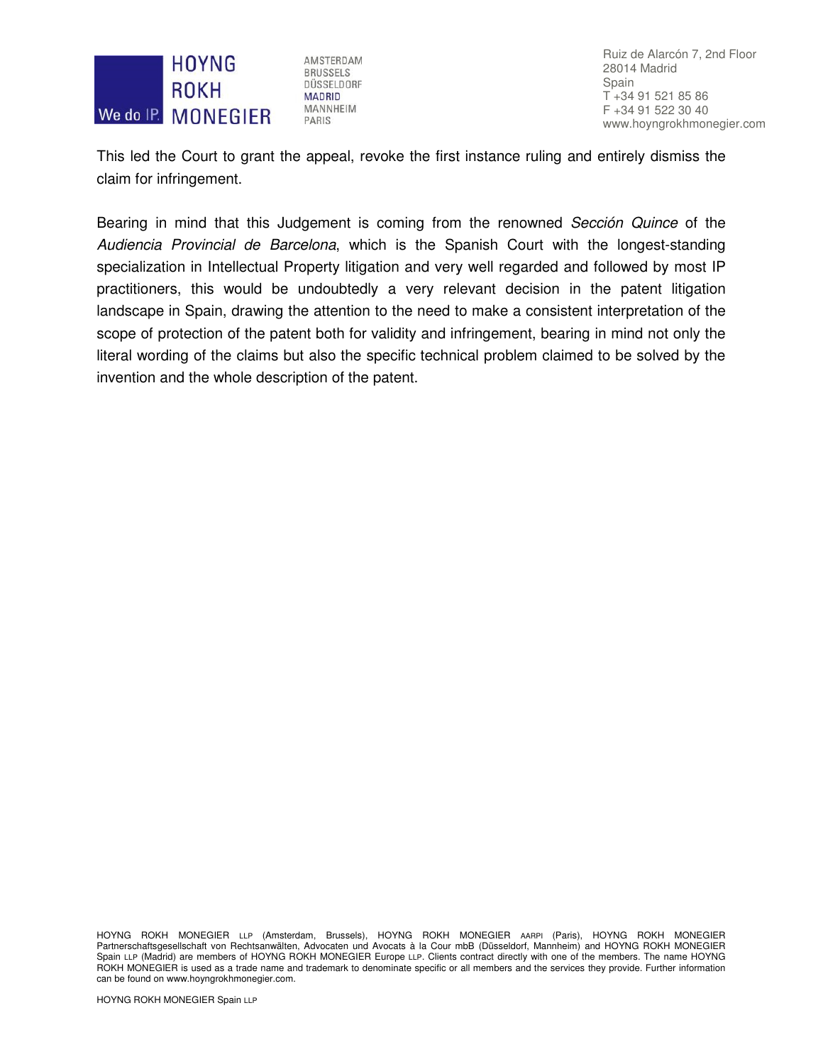This led the Court to grant the appeal, revoke the first instance ruling and entirely dismiss the claim for infringement.

Bearing in mind that this Judgement is coming from the renowned *Sección Quince* of the *Audiencia Provincial de Barcelona*, which is the Spanish Court with the longest-standing specialization in Intellectual Property litigation and very well regarded and followed by most IP practitioners, this would be undoubtedly a very relevant decision in the patent litigation landscape in Spain, drawing the attention to the need to make a consistent interpretation of the scope of protection of the patent both for validity and infringement, bearing in mind not only the literal wording of the claims but also the specific technical problem claimed to be solved by the invention and the whole description of the patent.